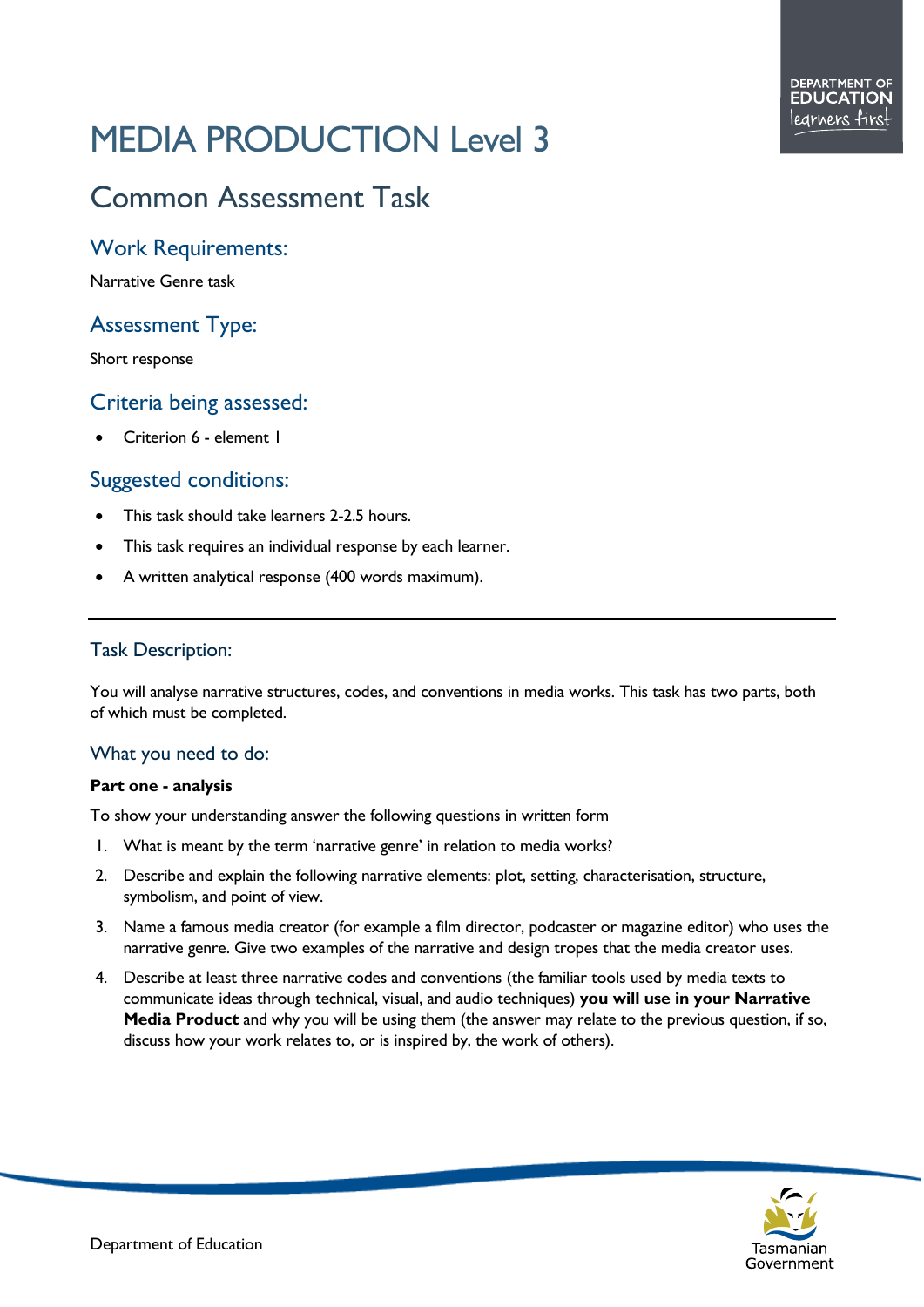# MEDIA PRODUCTION Level 3

## Common Assessment Task

### Work Requirements:

Narrative Genre task

### Assessment Type:

Short response

### Criteria being assessed:

- Criterion 6 - element 1

### Suggested conditions:

- This task should take learners 2-2.5 hours.
- This task requires an individual response by each learner.
- A written analytical response (400 words maximum).

---

### Task Description:

You will analyse narrative structures, codes, and conventions in media works. This task has two parts, both of which must be completed.

### What you need to do:

**Part one - analysis**

To show your understanding answer the following questions in written form

1. What is meant by the term 'narrative genre' in relation to media works?
2. Describe and explain the following narrative elements: plot, setting, characterisation, structure, symbolism, and point of view.
3. Name a famous media creator (for example a film director, podcaster or magazine editor) who uses the narrative genre. Give two examples of the narrative and design tropes that the media creator uses.
4. Describe at least three narrative codes and conventions (the familiar tools used by media texts to communicate ideas through technical, visual, and audio techniques) **you will use in your Narrative Media Product** and why you will be using them (the answer may relate to the previous question, if so, discuss how your work relates to, or is inspired by, the work of others).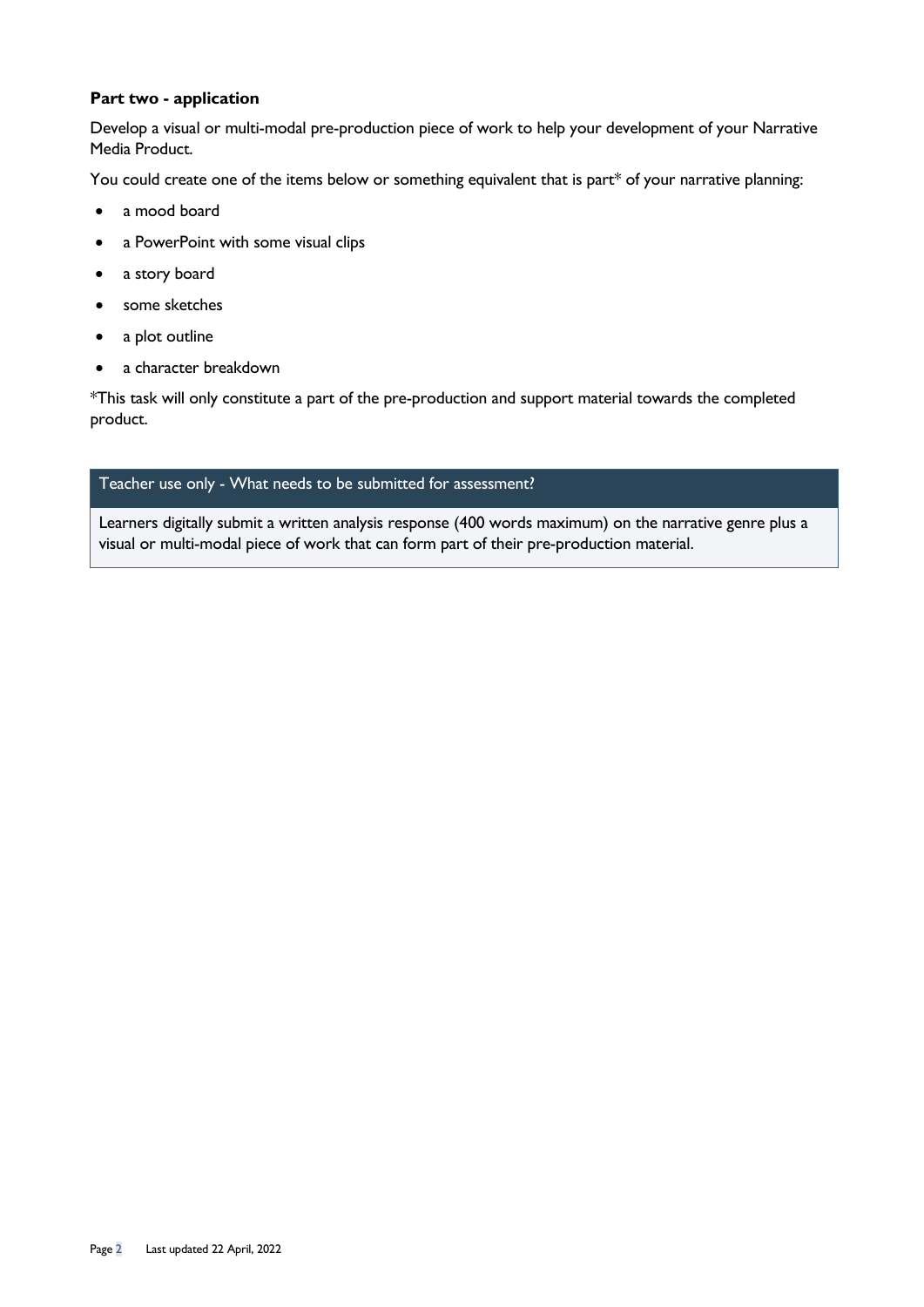**Part two - application**

Develop a visual or multi-modal pre-production piece of work to help your development of your Narrative Media Product.

You could create one of the items below or something equivalent that is part* of your narrative planning:

- a mood board
- a PowerPoint with some visual clips
- a story board
- some sketches
- a plot outline
- a character breakdown

*This task will only constitute a part of the pre-production and support material towards the completed product.

| Teacher use only - What needs to be submitted for assessment? |
| --- |
| Learners digitally submit a written analysis response (400 words maximum) on the narrative genre plus a visual or multi-modal piece of work that can form part of their pre-production material. |